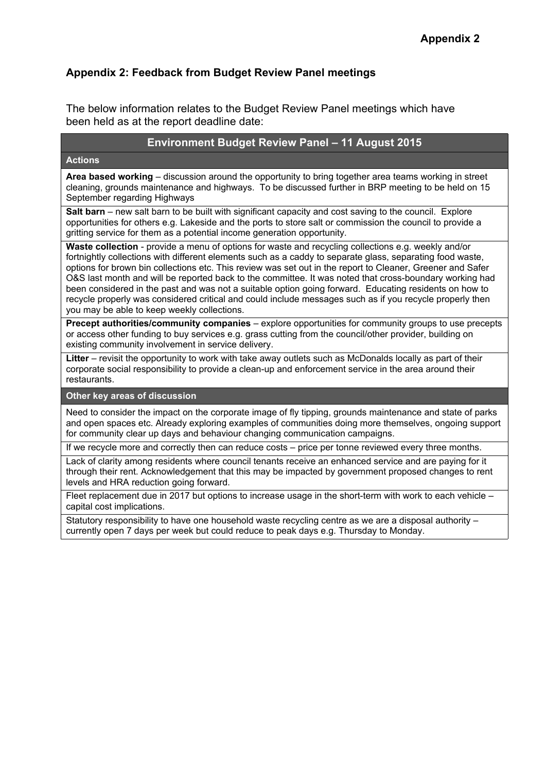**Appendix 2**

## Appendix 2: Feedback from Budget Review Panel meetings

The below information relates to the Budget Review Panel meetings which have been held as at the report deadline date:

| Environment Budget Review Panel – 11 August 2015 |
|---|
| **Actions** |
| **Area based working** – discussion around the opportunity to bring together area teams working in street cleaning, grounds maintenance and highways. To be discussed further in BRP meeting to be held on 15 September regarding Highways |
| **Salt barn** – new salt barn to be built with significant capacity and cost saving to the council. Explore opportunities for others e.g. Lakeside and the ports to store salt or commission the council to provide a gritting service for them as a potential income generation opportunity. |
| **Waste collection** - provide a menu of options for waste and recycling collections e.g. weekly and/or fortnightly collections with different elements such as a caddy to separate glass, separating food waste, options for brown bin collections etc. This review was set out in the report to Cleaner, Greener and Safer O&S last month and will be reported back to the committee. It was noted that cross-boundary working had been considered in the past and was not a suitable option going forward. Educating residents on how to recycle properly was considered critical and could include messages such as if you recycle properly then you may be able to keep weekly collections. |
| **Precept authorities/community companies** – explore opportunities for community groups to use precepts or access other funding to buy services e.g. grass cutting from the council/other provider, building on existing community involvement in service delivery. |
| **Litter** – revisit the opportunity to work with take away outlets such as McDonalds locally as part of their corporate social responsibility to provide a clean-up and enforcement service in the area around their restaurants. |
| **Other key areas of discussion** |
| Need to consider the impact on the corporate image of fly tipping, grounds maintenance and state of parks and open spaces etc. Already exploring examples of communities doing more themselves, ongoing support for community clear up days and behaviour changing communication campaigns. |
| If we recycle more and correctly then can reduce costs – price per tonne reviewed every three months. |
| Lack of clarity among residents where council tenants receive an enhanced service and are paying for it through their rent. Acknowledgement that this may be impacted by government proposed changes to rent levels and HRA reduction going forward. |
| Fleet replacement due in 2017 but options to increase usage in the short-term with work to each vehicle – capital cost implications. |
| Statutory responsibility to have one household waste recycling centre as we are a disposal authority – currently open 7 days per week but could reduce to peak days e.g. Thursday to Monday. |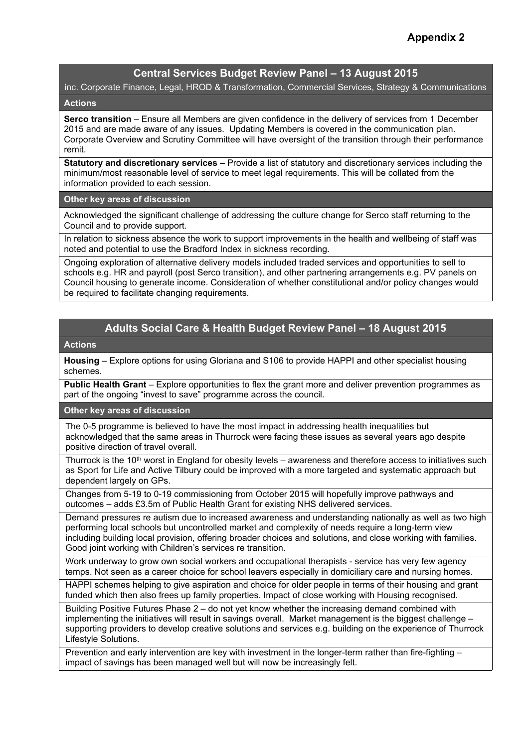# Appendix 2

## Central Services Budget Review Panel – 13 August 2015

inc. Corporate Finance, Legal, HROD & Transformation, Commercial Services, Strategy & Communications

### Actions

**Serco transition** – Ensure all Members are given confidence in the delivery of services from 1 December 2015 and are made aware of any issues. Updating Members is covered in the communication plan. Corporate Overview and Scrutiny Committee will have oversight of the transition through their performance remit.

**Statutory and discretionary services** – Provide a list of statutory and discretionary services including the minimum/most reasonable level of service to meet legal requirements. This will be collated from the information provided to each session.

### Other key areas of discussion

Acknowledged the significant challenge of addressing the culture change for Serco staff returning to the Council and to provide support.

In relation to sickness absence the work to support improvements in the health and wellbeing of staff was noted and potential to use the Bradford Index in sickness recording.

Ongoing exploration of alternative delivery models included traded services and opportunities to sell to schools e.g. HR and payroll (post Serco transition), and other partnering arrangements e.g. PV panels on Council housing to generate income. Consideration of whether constitutional and/or policy changes would be required to facilitate changing requirements.

## Adults Social Care & Health Budget Review Panel – 18 August 2015

### Actions

**Housing** – Explore options for using Gloriana and S106 to provide HAPPI and other specialist housing schemes.

**Public Health Grant** – Explore opportunities to flex the grant more and deliver prevention programmes as part of the ongoing "invest to save" programme across the council.

### Other key areas of discussion

The 0-5 programme is believed to have the most impact in addressing health inequalities but acknowledged that the same areas in Thurrock were facing these issues as several years ago despite positive direction of travel overall.

Thurrock is the 10th worst in England for obesity levels – awareness and therefore access to initiatives such as Sport for Life and Active Tilbury could be improved with a more targeted and systematic approach but dependent largely on GPs.

Changes from 5-19 to 0-19 commissioning from October 2015 will hopefully improve pathways and outcomes – adds £3.5m of Public Health Grant for existing NHS delivered services.

Demand pressures re autism due to increased awareness and understanding nationally as well as two high performing local schools but uncontrolled market and complexity of needs require a long-term view including building local provision, offering broader choices and solutions, and close working with families. Good joint working with Children's services re transition.

Work underway to grow own social workers and occupational therapists - service has very few agency temps. Not seen as a career choice for school leavers especially in domiciliary care and nursing homes.

HAPPI schemes helping to give aspiration and choice for older people in terms of their housing and grant funded which then also frees up family properties. Impact of close working with Housing recognised.

Building Positive Futures Phase 2 – do not yet know whether the increasing demand combined with implementing the initiatives will result in savings overall. Market management is the biggest challenge – supporting providers to develop creative solutions and services e.g. building on the experience of Thurrock Lifestyle Solutions.

Prevention and early intervention are key with investment in the longer-term rather than fire-fighting – impact of savings has been managed well but will now be increasingly felt.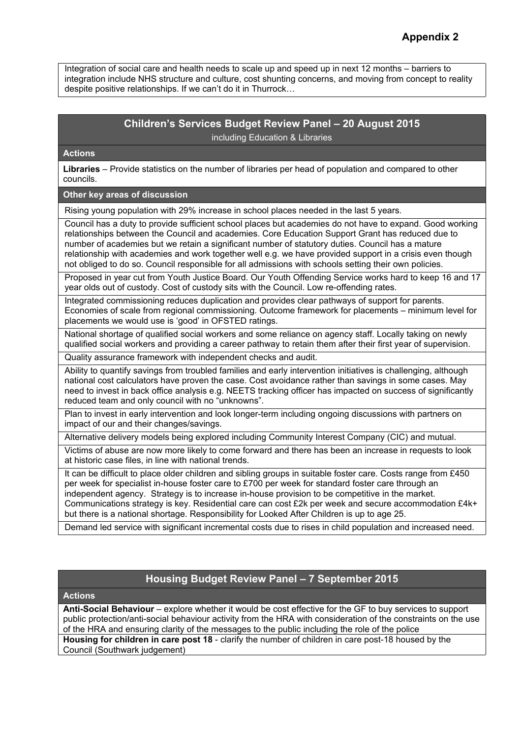**Appendix 2**

Integration of social care and health needs to scale up and speed up in next 12 months – barriers to integration include NHS structure and culture, cost shunting concerns, and moving from concept to reality despite positive relationships. If we can't do it in Thurrock…

## Children's Services Budget Review Panel – 20 August 2015

including Education & Libraries

### Actions

**Libraries** – Provide statistics on the number of libraries per head of population and compared to other councils.

### Other key areas of discussion

Rising young population with 29% increase in school places needed in the last 5 years.

Council has a duty to provide sufficient school places but academies do not have to expand. Good working relationships between the Council and academies. Core Education Support Grant has reduced due to number of academies but we retain a significant number of statutory duties. Council has a mature relationship with academies and work together well e.g. we have provided support in a crisis even though not obliged to do so. Council responsible for all admissions with schools setting their own policies.

Proposed in year cut from Youth Justice Board. Our Youth Offending Service works hard to keep 16 and 17 year olds out of custody. Cost of custody sits with the Council. Low re-offending rates.

Integrated commissioning reduces duplication and provides clear pathways of support for parents. Economies of scale from regional commissioning. Outcome framework for placements – minimum level for placements we would use is 'good' in OFSTED ratings.

National shortage of qualified social workers and some reliance on agency staff. Locally taking on newly qualified social workers and providing a career pathway to retain them after their first year of supervision.

Quality assurance framework with independent checks and audit.

Ability to quantify savings from troubled families and early intervention initiatives is challenging, although national cost calculators have proven the case. Cost avoidance rather than savings in some cases. May need to invest in back office analysis e.g. NEETS tracking officer has impacted on success of significantly reduced team and only council with no "unknowns".

Plan to invest in early intervention and look longer-term including ongoing discussions with partners on impact of our and their changes/savings.

Alternative delivery models being explored including Community Interest Company (CIC) and mutual.

Victims of abuse are now more likely to come forward and there has been an increase in requests to look at historic case files, in line with national trends.

It can be difficult to place older children and sibling groups in suitable foster care. Costs range from £450 per week for specialist in-house foster care to £700 per week for standard foster care through an independent agency. Strategy is to increase in-house provision to be competitive in the market. Communications strategy is key. Residential care can cost £2k per week and secure accommodation £4k+ but there is a national shortage. Responsibility for Looked After Children is up to age 25.

Demand led service with significant incremental costs due to rises in child population and increased need.

## Housing Budget Review Panel – 7 September 2015

### Actions

**Anti-Social Behaviour** – explore whether it would be cost effective for the GF to buy services to support public protection/anti-social behaviour activity from the HRA with consideration of the constraints on the use of the HRA and ensuring clarity of the messages to the public including the role of the police

**Housing for children in care post 18** - clarify the number of children in care post-18 housed by the Council (Southwark judgement)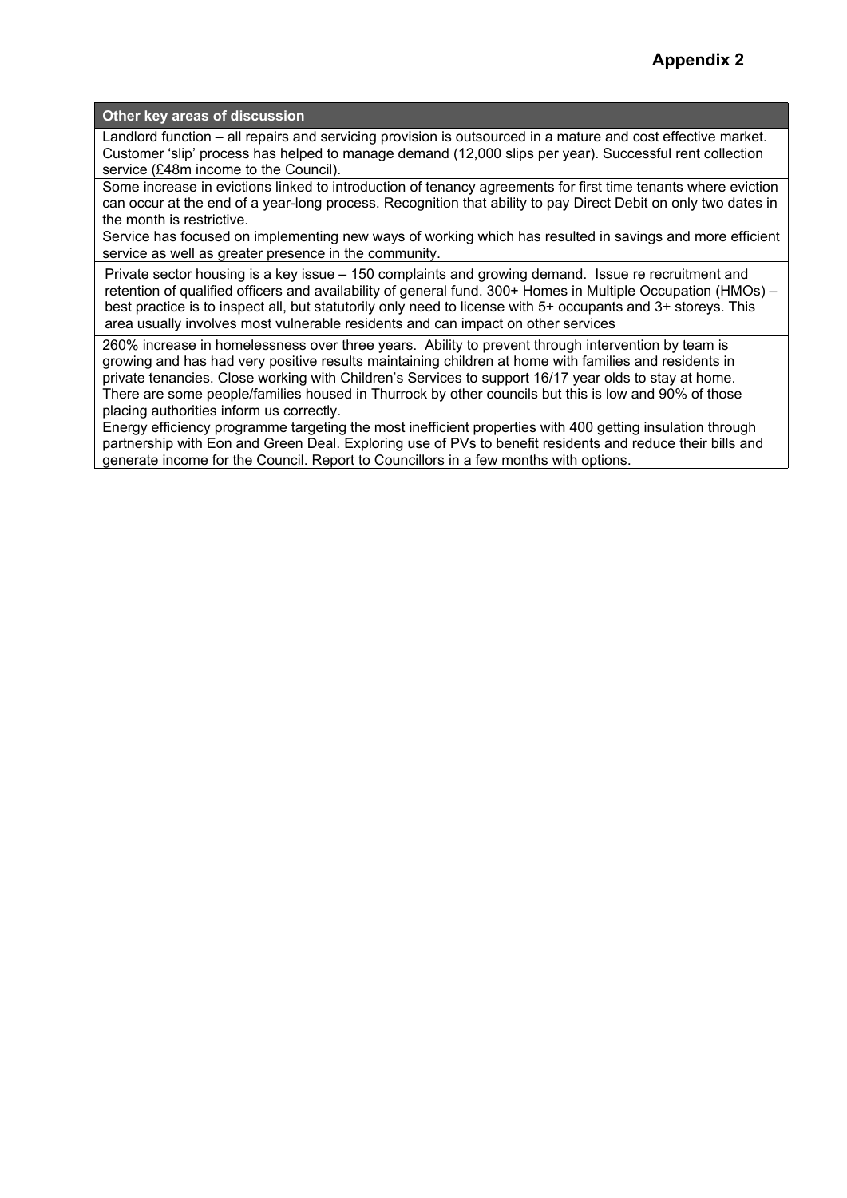# Appendix 2

| Other key areas of discussion |
| --- |
| Landlord function – all repairs and servicing provision is outsourced in a mature and cost effective market. Customer 'slip' process has helped to manage demand (12,000 slips per year). Successful rent collection service (£48m income to the Council). |
| Some increase in evictions linked to introduction of tenancy agreements for first time tenants where eviction can occur at the end of a year-long process. Recognition that ability to pay Direct Debit on only two dates in the month is restrictive. |
| Service has focused on implementing new ways of working which has resulted in savings and more efficient service as well as greater presence in the community. |
| Private sector housing is a key issue – 150 complaints and growing demand. Issue re recruitment and retention of qualified officers and availability of general fund. 300+ Homes in Multiple Occupation (HMOs) – best practice is to inspect all, but statutorily only need to license with 5+ occupants and 3+ storeys. This area usually involves most vulnerable residents and can impact on other services |
| 260% increase in homelessness over three years. Ability to prevent through intervention by team is growing and has had very positive results maintaining children at home with families and residents in private tenancies. Close working with Children's Services to support 16/17 year olds to stay at home. There are some people/families housed in Thurrock by other councils but this is low and 90% of those placing authorities inform us correctly. |
| Energy efficiency programme targeting the most inefficient properties with 400 getting insulation through partnership with Eon and Green Deal. Exploring use of PVs to benefit residents and reduce their bills and generate income for the Council. Report to Councillors in a few months with options. |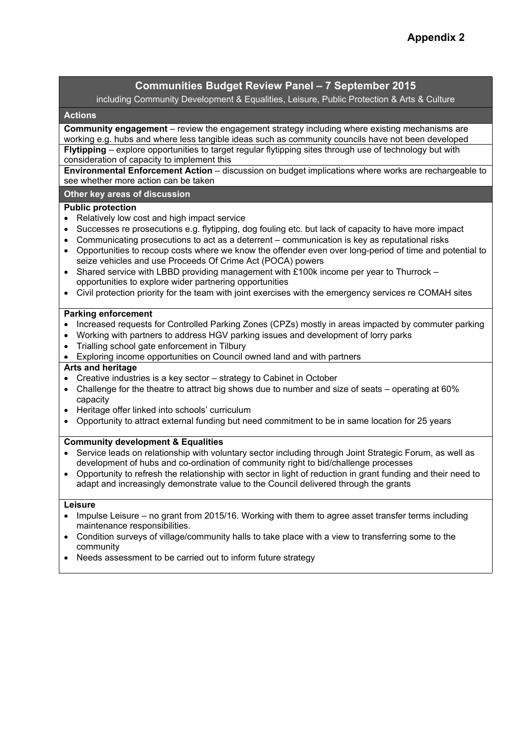**Appendix 2**

## Communities Budget Review Panel – 7 September 2015

including Community Development & Equalities, Leisure, Public Protection & Arts & Culture

### Actions

**Community engagement** – review the engagement strategy including where existing mechanisms are working e.g. hubs and where less tangible ideas such as community councils have not been developed

**Flytipping** – explore opportunities to target regular flytipping sites through use of technology but with consideration of capacity to implement this

**Environmental Enforcement Action** – discussion on budget implications where works are rechargeable to see whether more action can be taken

### Other key areas of discussion

**Public protection**

- Relatively low cost and high impact service
- Successes re prosecutions e.g. flytipping, dog fouling etc. but lack of capacity to have more impact
- Communicating prosecutions to act as a deterrent – communication is key as reputational risks
- Opportunities to recoup costs where we know the offender even over long-period of time and potential to seize vehicles and use Proceeds Of Crime Act (POCA) powers
- Shared service with LBBD providing management with £100k income per year to Thurrock – opportunities to explore wider partnering opportunities
- Civil protection priority for the team with joint exercises with the emergency services re COMAH sites

**Parking enforcement**

- Increased requests for Controlled Parking Zones (CPZs) mostly in areas impacted by commuter parking
- Working with partners to address HGV parking issues and development of lorry parks
- Trialling school gate enforcement in Tilbury
- Exploring income opportunities on Council owned land and with partners

**Arts and heritage**

- Creative industries is a key sector – strategy to Cabinet in October
- Challenge for the theatre to attract big shows due to number and size of seats – operating at 60% capacity
- Heritage offer linked into schools' curriculum
- Opportunity to attract external funding but need commitment to be in same location for 25 years

**Community development & Equalities**

- Service leads on relationship with voluntary sector including through Joint Strategic Forum, as well as development of hubs and co-ordination of community right to bid/challenge processes
- Opportunity to refresh the relationship with sector in light of reduction in grant funding and their need to adapt and increasingly demonstrate value to the Council delivered through the grants

**Leisure**

- Impulse Leisure – no grant from 2015/16. Working with them to agree asset transfer terms including maintenance responsibilities.
- Condition surveys of village/community halls to take place with a view to transferring some to the community
- Needs assessment to be carried out to inform future strategy